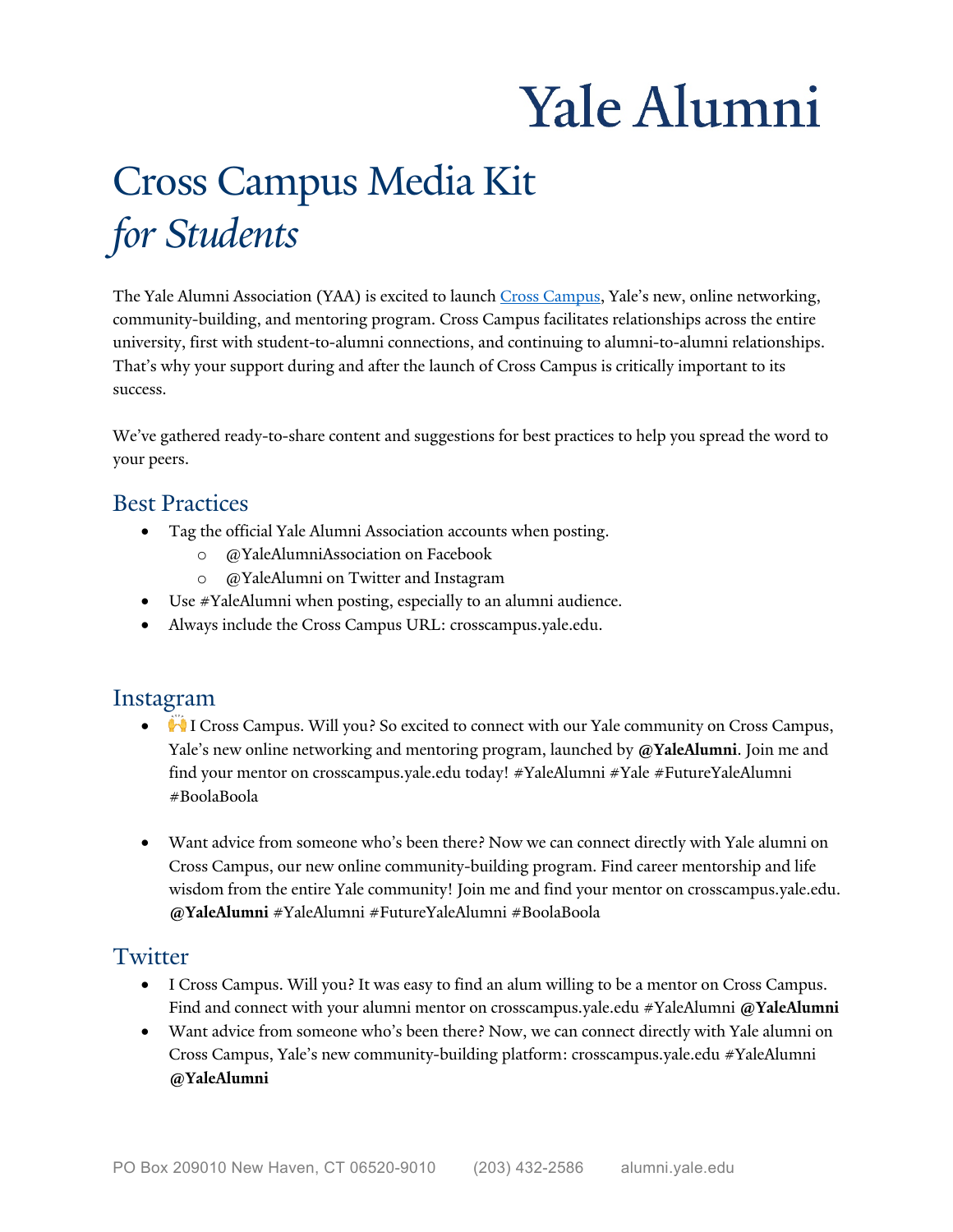# Yale Alumni

# Cross Campus Media Kit *for Students*

The Yale Alumni Association (YAA) is excited to launch Cross Campus, Yale's new, online networking, community-building, and mentoring program. Cross Campus facilitates relationships across the entire university, first with student-to-alumni connections, and continuing to alumni-to-alumni relationships. That's why your support during and after the launch of Cross Campus is critically important to its success.

We've gathered ready-to-share content and suggestions for best practices to help you spread the word to your peers.

## Best Practices

- Tag the official Yale Alumni Association accounts when posting.
  - @YaleAlumniAssociation on Facebook
  - @YaleAlumni on Twitter and Instagram
- Use #YaleAlumni when posting, especially to an alumni audience.
- Always include the Cross Campus URL: crosscampus.yale.edu.

## Instagram

- 🙌 I Cross Campus. Will you? So excited to connect with our Yale community on Cross Campus, Yale's new online networking and mentoring program, launched by **@YaleAlumni**. Join me and find your mentor on crosscampus.yale.edu today! #YaleAlumni #Yale #FutureYaleAlumni #BoolaBoola

- Want advice from someone who's been there? Now we can connect directly with Yale alumni on Cross Campus, our new online community-building program. Find career mentorship and life wisdom from the entire Yale community! Join me and find your mentor on crosscampus.yale.edu. **@YaleAlumni** #YaleAlumni #FutureYaleAlumni #BoolaBoola

## Twitter

- I Cross Campus. Will you? It was easy to find an alum willing to be a mentor on Cross Campus. Find and connect with your alumni mentor on crosscampus.yale.edu #YaleAlumni **@YaleAlumni**
- Want advice from someone who's been there? Now, we can connect directly with Yale alumni on Cross Campus, Yale's new community-building platform: crosscampus.yale.edu #YaleAlumni **@YaleAlumni**

PO Box 209010 New Haven, CT 06520-9010 (203) 432-2586 alumni.yale.edu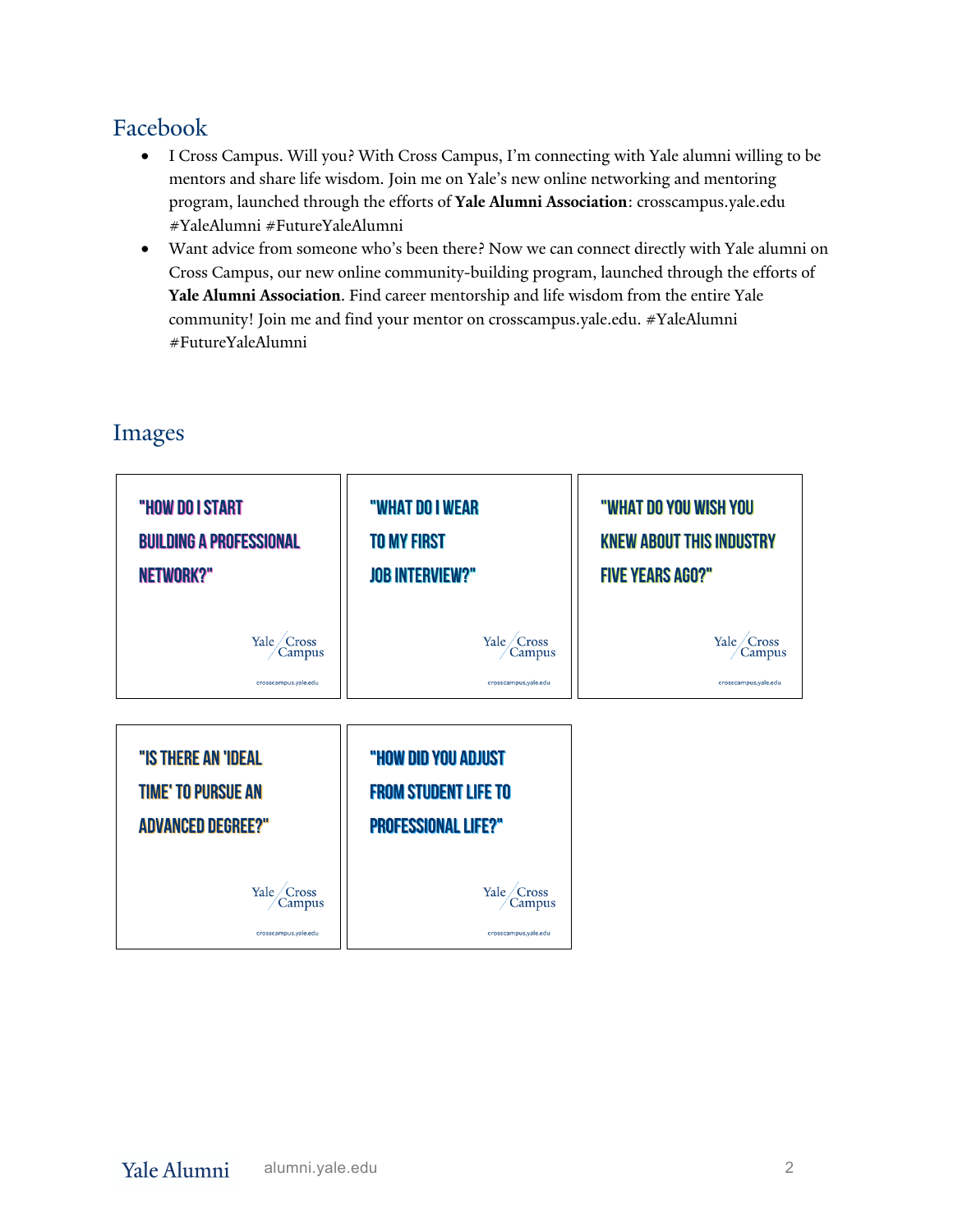## Facebook

- I Cross Campus. Will you? With Cross Campus, I'm connecting with Yale alumni willing to be mentors and share life wisdom. Join me on Yale's new online networking and mentoring program, launched through the efforts of **Yale Alumni Association**: crosscampus.yale.edu #YaleAlumni #FutureYaleAlumni
- Want advice from someone who's been there? Now we can connect directly with Yale alumni on Cross Campus, our new online community-building program, launched through the efforts of **Yale Alumni Association**. Find career mentorship and life wisdom from the entire Yale community! Join me and find your mentor on crosscampus.yale.edu. #YaleAlumni #FutureYaleAlumni

## Images

"HOW DO I START BUILDING A PROFESSIONAL NETWORK?"

Yale Cross Campus

crosscampus.yale.edu

"WHAT DO I WEAR TO MY FIRST JOB INTERVIEW?"

Yale Cross Campus

crosscampus.yale.edu

"WHAT DO YOU WISH YOU KNEW ABOUT THIS INDUSTRY FIVE YEARS AGO?"

Yale Cross Campus

crosscampus.yale.edu

"IS THERE AN 'IDEAL TIME' TO PURSUE AN ADVANCED DEGREE?"

Yale Cross Campus

crosscampus.yale.edu

"HOW DID YOU ADJUST FROM STUDENT LIFE TO PROFESSIONAL LIFE?"

Yale Cross Campus

crosscampus.yale.edu